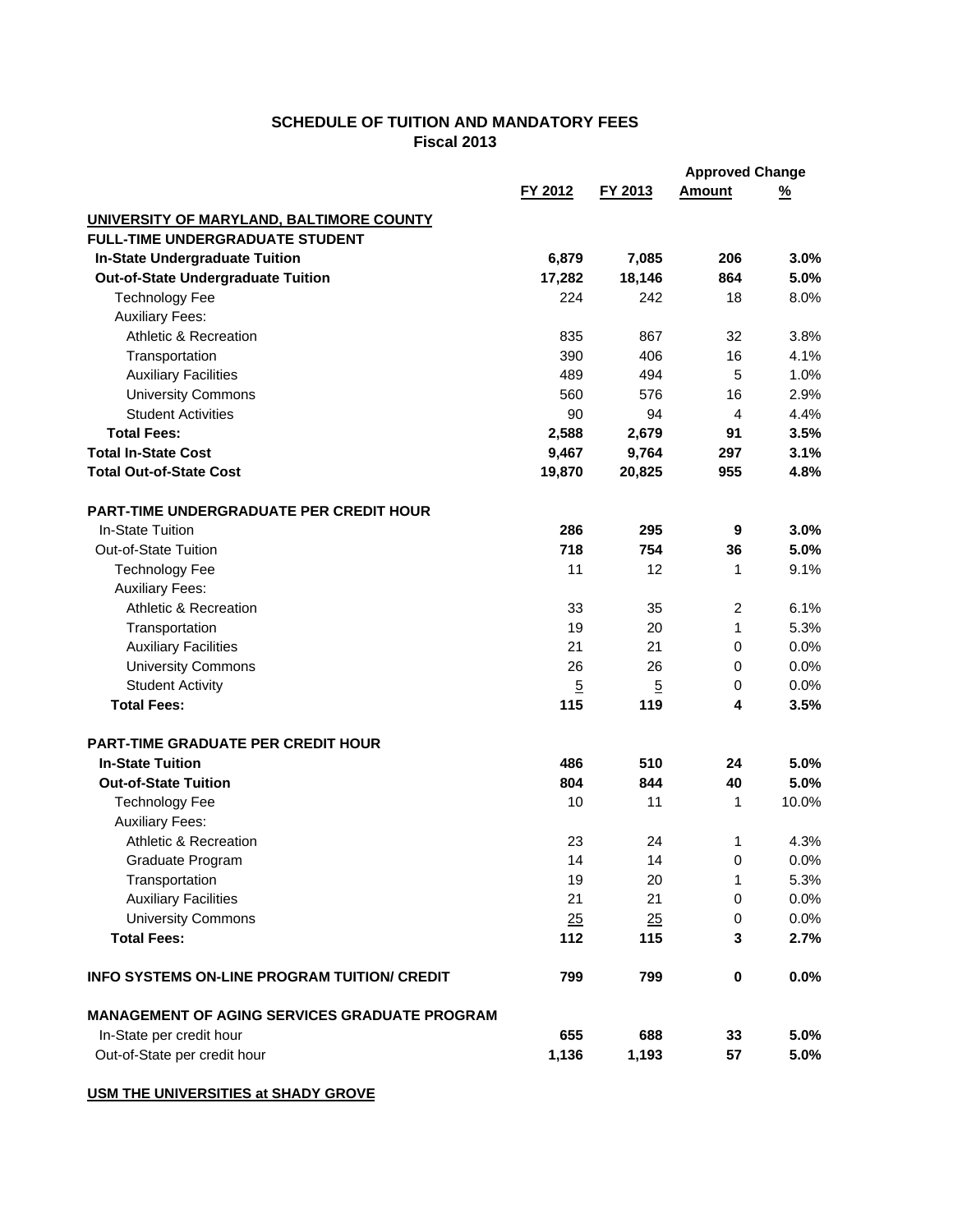## SCHEDULE OF TUITION AND MANDATORY FEES
### Fiscal 2013

| | FY 2012 | FY 2013 | Approved Change Amount | Approved Change % |
|---|---|---|---|---|
| **UNIVERSITY OF MARYLAND, BALTIMORE COUNTY** | | | | |
| **FULL-TIME UNDERGRADUATE STUDENT** | | | | |
| **In-State Undergraduate Tuition** | **6,879** | **7,085** | **206** | **3.0%** |
| **Out-of-State Undergraduate Tuition** | **17,282** | **18,146** | **864** | **5.0%** |
| Technology Fee | 224 | 242 | 18 | 8.0% |
| Auxiliary Fees: | | | | |
| Athletic & Recreation | 835 | 867 | 32 | 3.8% |
| Transportation | 390 | 406 | 16 | 4.1% |
| Auxiliary Facilities | 489 | 494 | 5 | 1.0% |
| University Commons | 560 | 576 | 16 | 2.9% |
| Student Activities | 90 | 94 | 4 | 4.4% |
| **Total Fees:** | **2,588** | **2,679** | **91** | **3.5%** |
| **Total In-State Cost** | **9,467** | **9,764** | **297** | **3.1%** |
| **Total Out-of-State Cost** | **19,870** | **20,825** | **955** | **4.8%** |
| | | | | |
| **PART-TIME UNDERGRADUATE PER CREDIT HOUR** | | | | |
| In-State Tuition | **286** | **295** | **9** | **3.0%** |
| Out-of-State Tuition | **718** | **754** | **36** | **5.0%** |
| Technology Fee | 11 | 12 | 1 | 9.1% |
| Auxiliary Fees: | | | | |
| Athletic & Recreation | 33 | 35 | 2 | 6.1% |
| Transportation | 19 | 20 | 1 | 5.3% |
| Auxiliary Facilities | 21 | 21 | 0 | 0.0% |
| University Commons | 26 | 26 | 0 | 0.0% |
| Student Activity | 5 | 5 | 0 | 0.0% |
| **Total Fees:** | **115** | **119** | **4** | **3.5%** |
| | | | | |
| **PART-TIME GRADUATE PER CREDIT HOUR** | | | | |
| **In-State Tuition** | **486** | **510** | **24** | **5.0%** |
| **Out-of-State Tuition** | **804** | **844** | **40** | **5.0%** |
| Technology Fee | 10 | 11 | 1 | 10.0% |
| Auxiliary Fees: | | | | |
| Athletic & Recreation | 23 | 24 | 1 | 4.3% |
| Graduate Program | 14 | 14 | 0 | 0.0% |
| Transportation | 19 | 20 | 1 | 5.3% |
| Auxiliary Facilities | 21 | 21 | 0 | 0.0% |
| University Commons | 25 | 25 | 0 | 0.0% |
| **Total Fees:** | **112** | **115** | **3** | **2.7%** |
| | | | | |
| **INFO SYSTEMS ON-LINE PROGRAM TUITION/ CREDIT** | **799** | **799** | **0** | **0.0%** |
| | | | | |
| **MANAGEMENT OF AGING SERVICES GRADUATE PROGRAM** | | | | |
| In-State per credit hour | **655** | **688** | **33** | **5.0%** |
| Out-of-State per credit hour | **1,136** | **1,193** | **57** | **5.0%** |

**USM THE UNIVERSITIES at SHADY GROVE**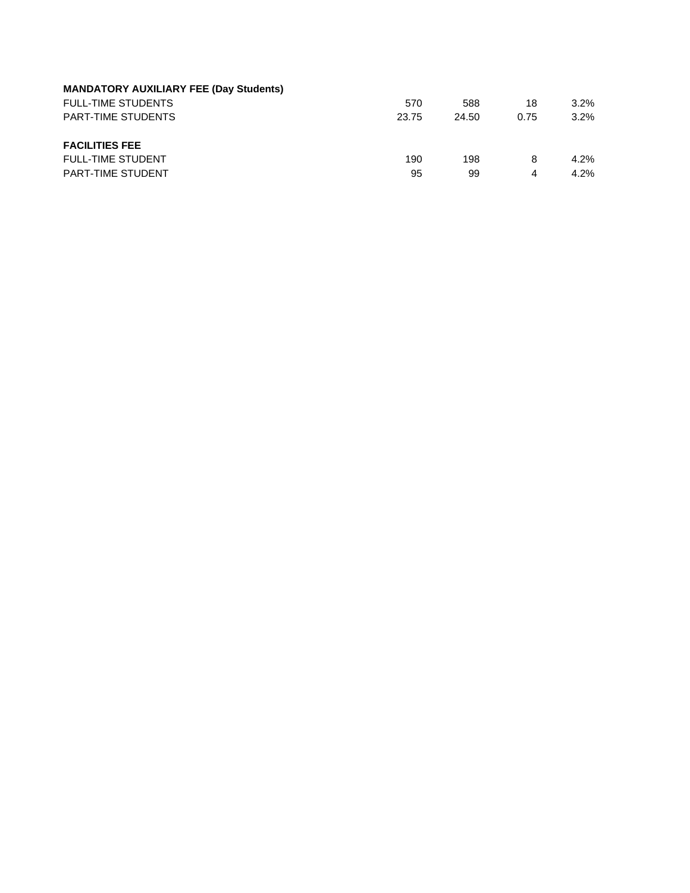| | | | | |
|---|---|---|---|---|
| **MANDATORY AUXILIARY FEE (Day Students)** | | | | |
| FULL-TIME STUDENTS | 570 | 588 | 18 | 3.2% |
| PART-TIME STUDENTS | 23.75 | 24.50 | 0.75 | 3.2% |
| | | | | |
| **FACILITIES FEE** | | | | |
| FULL-TIME STUDENT | 190 | 198 | 8 | 4.2% |
| PART-TIME STUDENT | 95 | 99 | 4 | 4.2% |